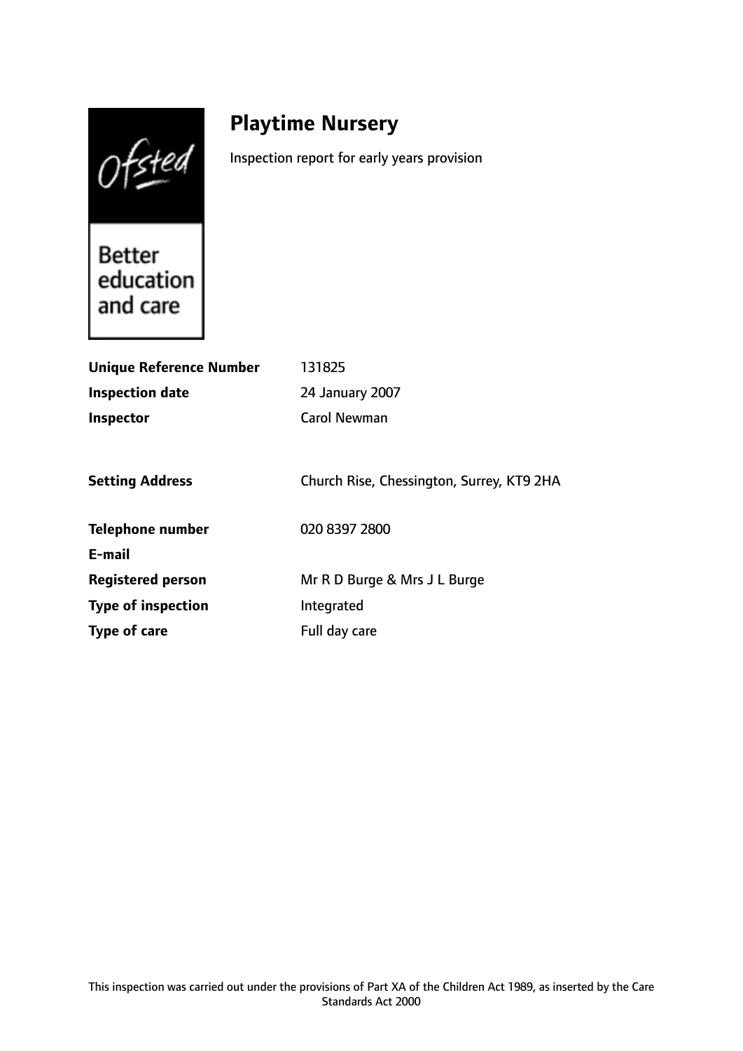Ofsted

Better education and care

# Playtime Nursery

Inspection report for early years provision

| | |
|---|---|
| **Unique Reference Number** | 131825 |
| **Inspection date** | 24 January 2007 |
| **Inspector** | Carol Newman |
| | |
| **Setting Address** | Church Rise, Chessington, Surrey, KT9 2HA |
| | |
| **Telephone number** | 020 8397 2800 |
| **E-mail** | |
| **Registered person** | Mr R D Burge & Mrs J L Burge |
| **Type of inspection** | Integrated |
| **Type of care** | Full day care |

This inspection was carried out under the provisions of Part XA of the Children Act 1989, as inserted by the Care Standards Act 2000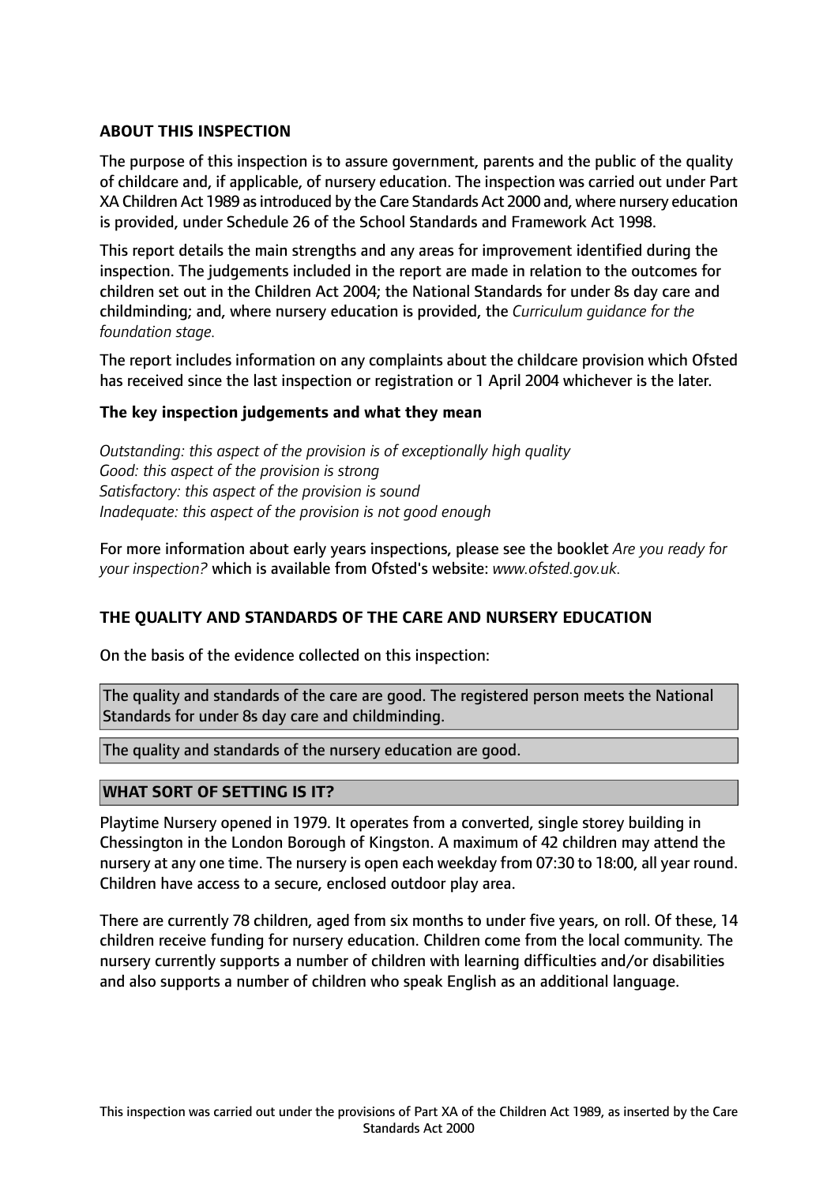## ABOUT THIS INSPECTION

The purpose of this inspection is to assure government, parents and the public of the quality of childcare and, if applicable, of nursery education. The inspection was carried out under Part XA Children Act 1989 as introduced by the Care Standards Act 2000 and, where nursery education is provided, under Schedule 26 of the School Standards and Framework Act 1998.

This report details the main strengths and any areas for improvement identified during the inspection. The judgements included in the report are made in relation to the outcomes for children set out in the Children Act 2004; the National Standards for under 8s day care and childminding; and, where nursery education is provided, the *Curriculum guidance for the foundation stage.*

The report includes information on any complaints about the childcare provision which Ofsted has received since the last inspection or registration or 1 April 2004 whichever is the later.

### The key inspection judgements and what they mean

*Outstanding: this aspect of the provision is of exceptionally high quality*
*Good: this aspect of the provision is strong*
*Satisfactory: this aspect of the provision is sound*
*Inadequate: this aspect of the provision is not good enough*

For more information about early years inspections, please see the booklet *Are you ready for your inspection?* which is available from Ofsted's website: *www.ofsted.gov.uk.*

## THE QUALITY AND STANDARDS OF THE CARE AND NURSERY EDUCATION

On the basis of the evidence collected on this inspection:

The quality and standards of the care are good. The registered person meets the National Standards for under 8s day care and childminding.

The quality and standards of the nursery education are good.

## WHAT SORT OF SETTING IS IT?

Playtime Nursery opened in 1979. It operates from a converted, single storey building in Chessington in the London Borough of Kingston. A maximum of 42 children may attend the nursery at any one time. The nursery is open each weekday from 07:30 to 18:00, all year round. Children have access to a secure, enclosed outdoor play area.

There are currently 78 children, aged from six months to under five years, on roll. Of these, 14 children receive funding for nursery education. Children come from the local community. The nursery currently supports a number of children with learning difficulties and/or disabilities and also supports a number of children who speak English as an additional language.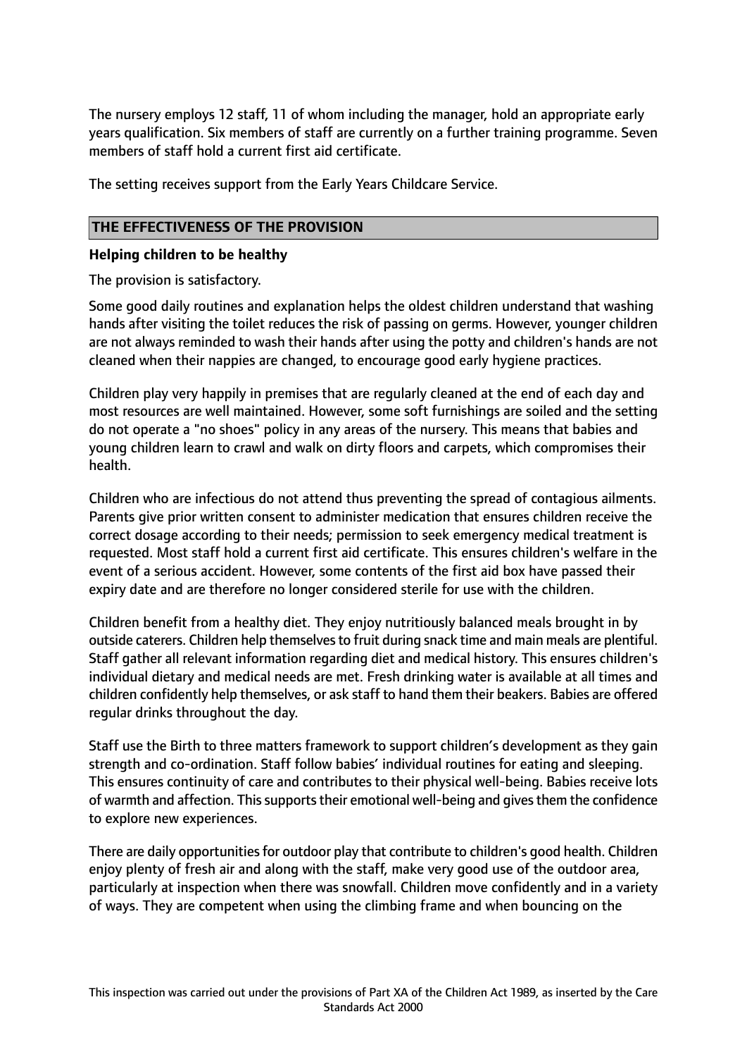The nursery employs 12 staff, 11 of whom including the manager, hold an appropriate early years qualification. Six members of staff are currently on a further training programme. Seven members of staff hold a current first aid certificate.

The setting receives support from the Early Years Childcare Service.

## THE EFFECTIVENESS OF THE PROVISION

### Helping children to be healthy

The provision is satisfactory.

Some good daily routines and explanation helps the oldest children understand that washing hands after visiting the toilet reduces the risk of passing on germs. However, younger children are not always reminded to wash their hands after using the potty and children's hands are not cleaned when their nappies are changed, to encourage good early hygiene practices.

Children play very happily in premises that are regularly cleaned at the end of each day and most resources are well maintained. However, some soft furnishings are soiled and the setting do not operate a "no shoes" policy in any areas of the nursery. This means that babies and young children learn to crawl and walk on dirty floors and carpets, which compromises their health.

Children who are infectious do not attend thus preventing the spread of contagious ailments. Parents give prior written consent to administer medication that ensures children receive the correct dosage according to their needs; permission to seek emergency medical treatment is requested. Most staff hold a current first aid certificate. This ensures children's welfare in the event of a serious accident. However, some contents of the first aid box have passed their expiry date and are therefore no longer considered sterile for use with the children.

Children benefit from a healthy diet. They enjoy nutritiously balanced meals brought in by outside caterers. Children help themselves to fruit during snack time and main meals are plentiful. Staff gather all relevant information regarding diet and medical history. This ensures children's individual dietary and medical needs are met. Fresh drinking water is available at all times and children confidently help themselves, or ask staff to hand them their beakers. Babies are offered regular drinks throughout the day.

Staff use the Birth to three matters framework to support children's development as they gain strength and co-ordination. Staff follow babies' individual routines for eating and sleeping. This ensures continuity of care and contributes to their physical well-being. Babies receive lots of warmth and affection. This supports their emotional well-being and gives them the confidence to explore new experiences.

There are daily opportunities for outdoor play that contribute to children's good health. Children enjoy plenty of fresh air and along with the staff, make very good use of the outdoor area, particularly at inspection when there was snowfall. Children move confidently and in a variety of ways. They are competent when using the climbing frame and when bouncing on the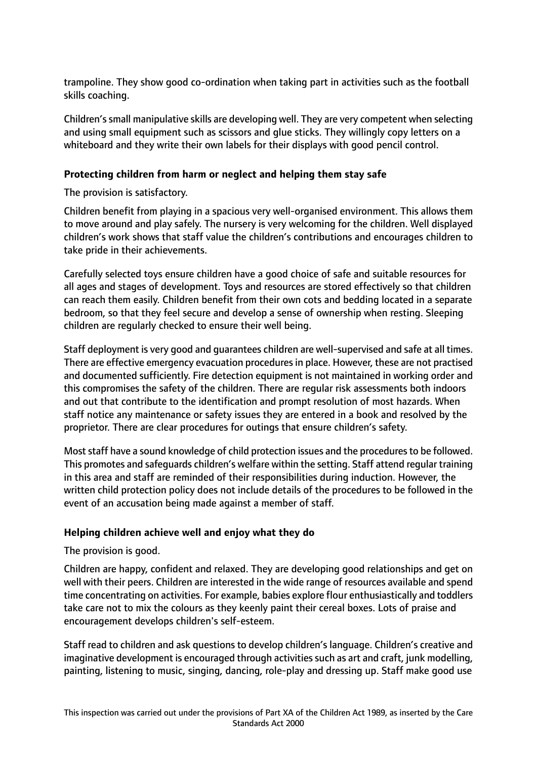trampoline. They show good co-ordination when taking part in activities such as the football skills coaching.

Children's small manipulative skills are developing well. They are very competent when selecting and using small equipment such as scissors and glue sticks. They willingly copy letters on a whiteboard and they write their own labels for their displays with good pencil control.

**Protecting children from harm or neglect and helping them stay safe**

The provision is satisfactory.

Children benefit from playing in a spacious very well-organised environment. This allows them to move around and play safely. The nursery is very welcoming for the children. Well displayed children's work shows that staff value the children's contributions and encourages children to take pride in their achievements.

Carefully selected toys ensure children have a good choice of safe and suitable resources for all ages and stages of development. Toys and resources are stored effectively so that children can reach them easily. Children benefit from their own cots and bedding located in a separate bedroom, so that they feel secure and develop a sense of ownership when resting. Sleeping children are regularly checked to ensure their well being.

Staff deployment is very good and guarantees children are well-supervised and safe at all times. There are effective emergency evacuation procedures in place. However, these are not practised and documented sufficiently. Fire detection equipment is not maintained in working order and this compromises the safety of the children. There are regular risk assessments both indoors and out that contribute to the identification and prompt resolution of most hazards. When staff notice any maintenance or safety issues they are entered in a book and resolved by the proprietor. There are clear procedures for outings that ensure children's safety.

Most staff have a sound knowledge of child protection issues and the procedures to be followed. This promotes and safeguards children's welfare within the setting. Staff attend regular training in this area and staff are reminded of their responsibilities during induction. However, the written child protection policy does not include details of the procedures to be followed in the event of an accusation being made against a member of staff.

**Helping children achieve well and enjoy what they do**

The provision is good.

Children are happy, confident and relaxed. They are developing good relationships and get on well with their peers. Children are interested in the wide range of resources available and spend time concentrating on activities. For example, babies explore flour enthusiastically and toddlers take care not to mix the colours as they keenly paint their cereal boxes. Lots of praise and encouragement develops children's self-esteem.

Staff read to children and ask questions to develop children's language. Children's creative and imaginative development is encouraged through activities such as art and craft, junk modelling, painting, listening to music, singing, dancing, role-play and dressing up. Staff make good use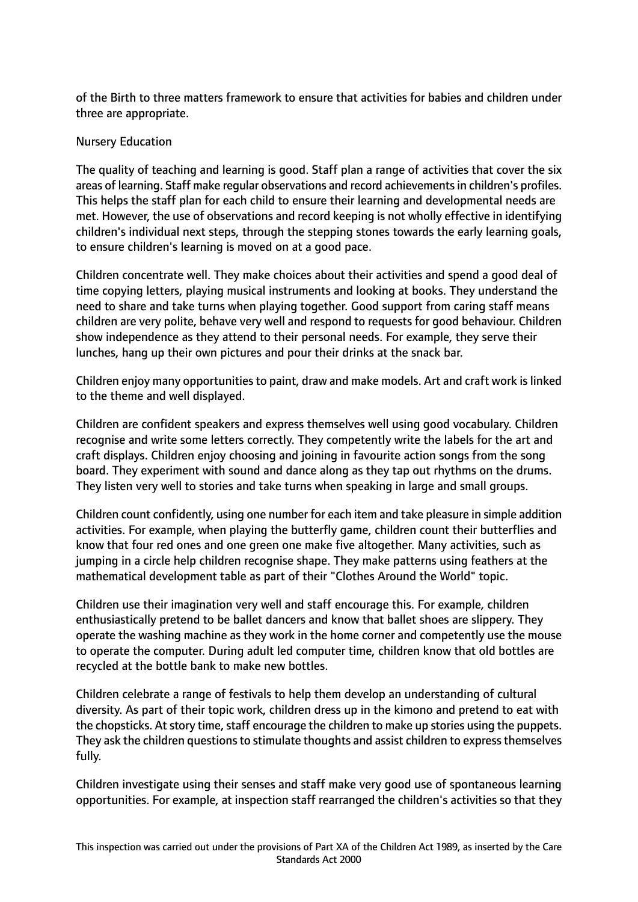of the Birth to three matters framework to ensure that activities for babies and children under three are appropriate.

Nursery Education

The quality of teaching and learning is good. Staff plan a range of activities that cover the six areas of learning. Staff make regular observations and record achievements in children's profiles. This helps the staff plan for each child to ensure their learning and developmental needs are met. However, the use of observations and record keeping is not wholly effective in identifying children's individual next steps, through the stepping stones towards the early learning goals, to ensure children's learning is moved on at a good pace.

Children concentrate well. They make choices about their activities and spend a good deal of time copying letters, playing musical instruments and looking at books. They understand the need to share and take turns when playing together. Good support from caring staff means children are very polite, behave very well and respond to requests for good behaviour. Children show independence as they attend to their personal needs. For example, they serve their lunches, hang up their own pictures and pour their drinks at the snack bar.

Children enjoy many opportunities to paint, draw and make models. Art and craft work is linked to the theme and well displayed.

Children are confident speakers and express themselves well using good vocabulary. Children recognise and write some letters correctly. They competently write the labels for the art and craft displays. Children enjoy choosing and joining in favourite action songs from the song board. They experiment with sound and dance along as they tap out rhythms on the drums. They listen very well to stories and take turns when speaking in large and small groups.

Children count confidently, using one number for each item and take pleasure in simple addition activities. For example, when playing the butterfly game, children count their butterflies and know that four red ones and one green one make five altogether. Many activities, such as jumping in a circle help children recognise shape. They make patterns using feathers at the mathematical development table as part of their "Clothes Around the World" topic.

Children use their imagination very well and staff encourage this. For example, children enthusiastically pretend to be ballet dancers and know that ballet shoes are slippery. They operate the washing machine as they work in the home corner and competently use the mouse to operate the computer. During adult led computer time, children know that old bottles are recycled at the bottle bank to make new bottles.

Children celebrate a range of festivals to help them develop an understanding of cultural diversity. As part of their topic work, children dress up in the kimono and pretend to eat with the chopsticks. At story time, staff encourage the children to make up stories using the puppets. They ask the children questions to stimulate thoughts and assist children to express themselves fully.

Children investigate using their senses and staff make very good use of spontaneous learning opportunities. For example, at inspection staff rearranged the children's activities so that they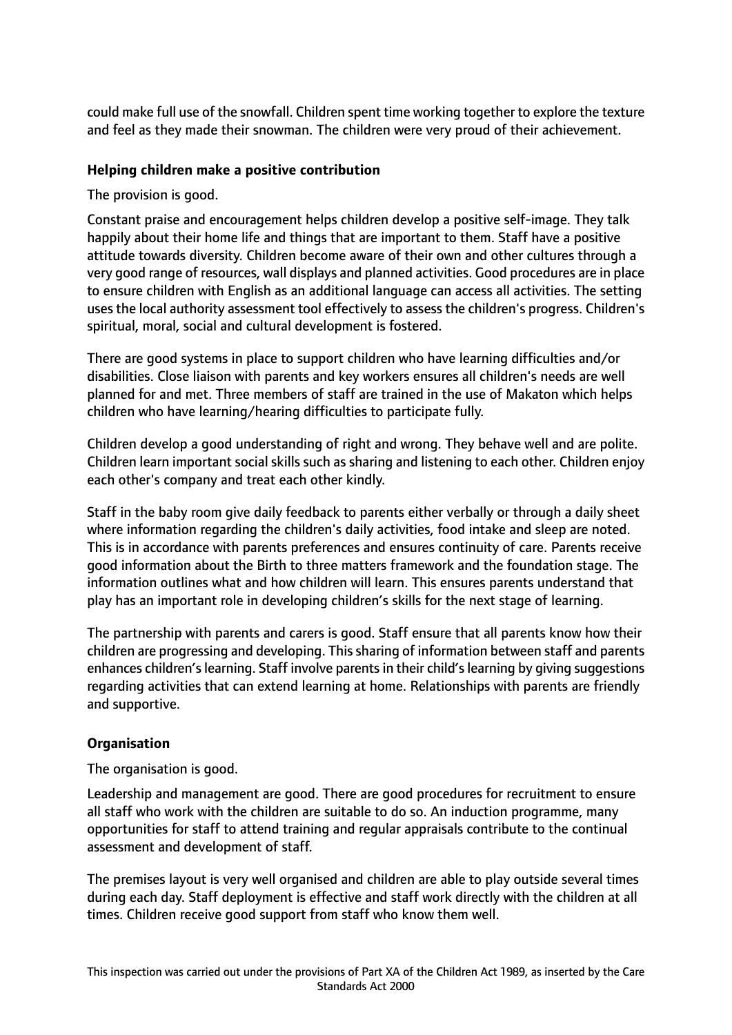could make full use of the snowfall. Children spent time working together to explore the texture and feel as they made their snowman. The children were very proud of their achievement.

### Helping children make a positive contribution

The provision is good.

Constant praise and encouragement helps children develop a positive self-image. They talk happily about their home life and things that are important to them. Staff have a positive attitude towards diversity. Children become aware of their own and other cultures through a very good range of resources, wall displays and planned activities. Good procedures are in place to ensure children with English as an additional language can access all activities. The setting uses the local authority assessment tool effectively to assess the children's progress. Children's spiritual, moral, social and cultural development is fostered.

There are good systems in place to support children who have learning difficulties and/or disabilities. Close liaison with parents and key workers ensures all children's needs are well planned for and met. Three members of staff are trained in the use of Makaton which helps children who have learning/hearing difficulties to participate fully.

Children develop a good understanding of right and wrong. They behave well and are polite. Children learn important social skills such as sharing and listening to each other. Children enjoy each other's company and treat each other kindly.

Staff in the baby room give daily feedback to parents either verbally or through a daily sheet where information regarding the children's daily activities, food intake and sleep are noted. This is in accordance with parents preferences and ensures continuity of care. Parents receive good information about the Birth to three matters framework and the foundation stage. The information outlines what and how children will learn. This ensures parents understand that play has an important role in developing children's skills for the next stage of learning.

The partnership with parents and carers is good. Staff ensure that all parents know how their children are progressing and developing. This sharing of information between staff and parents enhances children's learning. Staff involve parents in their child's learning by giving suggestions regarding activities that can extend learning at home. Relationships with parents are friendly and supportive.

### Organisation

The organisation is good.

Leadership and management are good. There are good procedures for recruitment to ensure all staff who work with the children are suitable to do so. An induction programme, many opportunities for staff to attend training and regular appraisals contribute to the continual assessment and development of staff.

The premises layout is very well organised and children are able to play outside several times during each day. Staff deployment is effective and staff work directly with the children at all times. Children receive good support from staff who know them well.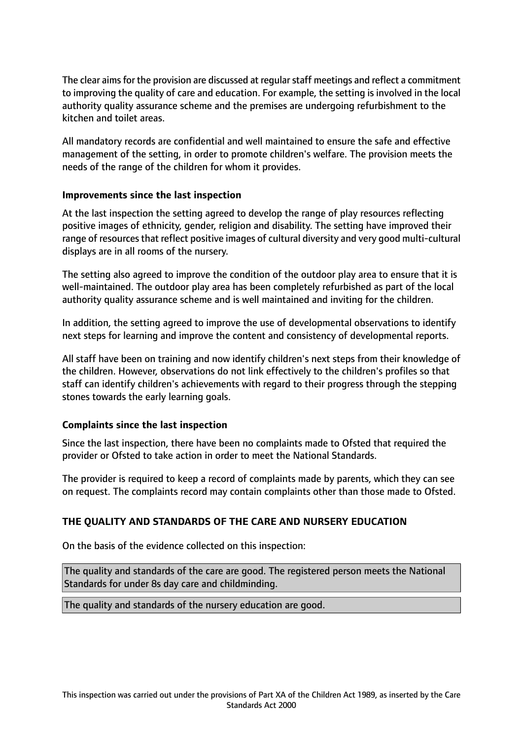The clear aims for the provision are discussed at regular staff meetings and reflect a commitment to improving the quality of care and education. For example, the setting is involved in the local authority quality assurance scheme and the premises are undergoing refurbishment to the kitchen and toilet areas.

All mandatory records are confidential and well maintained to ensure the safe and effective management of the setting, in order to promote children's welfare. The provision meets the needs of the range of the children for whom it provides.

**Improvements since the last inspection**

At the last inspection the setting agreed to develop the range of play resources reflecting positive images of ethnicity, gender, religion and disability. The setting have improved their range of resources that reflect positive images of cultural diversity and very good multi-cultural displays are in all rooms of the nursery.

The setting also agreed to improve the condition of the outdoor play area to ensure that it is well-maintained. The outdoor play area has been completely refurbished as part of the local authority quality assurance scheme and is well maintained and inviting for the children.

In addition, the setting agreed to improve the use of developmental observations to identify next steps for learning and improve the content and consistency of developmental reports.

All staff have been on training and now identify children's next steps from their knowledge of the children. However, observations do not link effectively to the children's profiles so that staff can identify children's achievements with regard to their progress through the stepping stones towards the early learning goals.

**Complaints since the last inspection**

Since the last inspection, there have been no complaints made to Ofsted that required the provider or Ofsted to take action in order to meet the National Standards.

The provider is required to keep a record of complaints made by parents, which they can see on request. The complaints record may contain complaints other than those made to Ofsted.

**THE QUALITY AND STANDARDS OF THE CARE AND NURSERY EDUCATION**

On the basis of the evidence collected on this inspection:

| The quality and standards of the care are good. The registered person meets the National Standards for under 8s day care and childminding. |
| --- |

| The quality and standards of the nursery education are good. |
| --- |

This inspection was carried out under the provisions of Part XA of the Children Act 1989, as inserted by the Care Standards Act 2000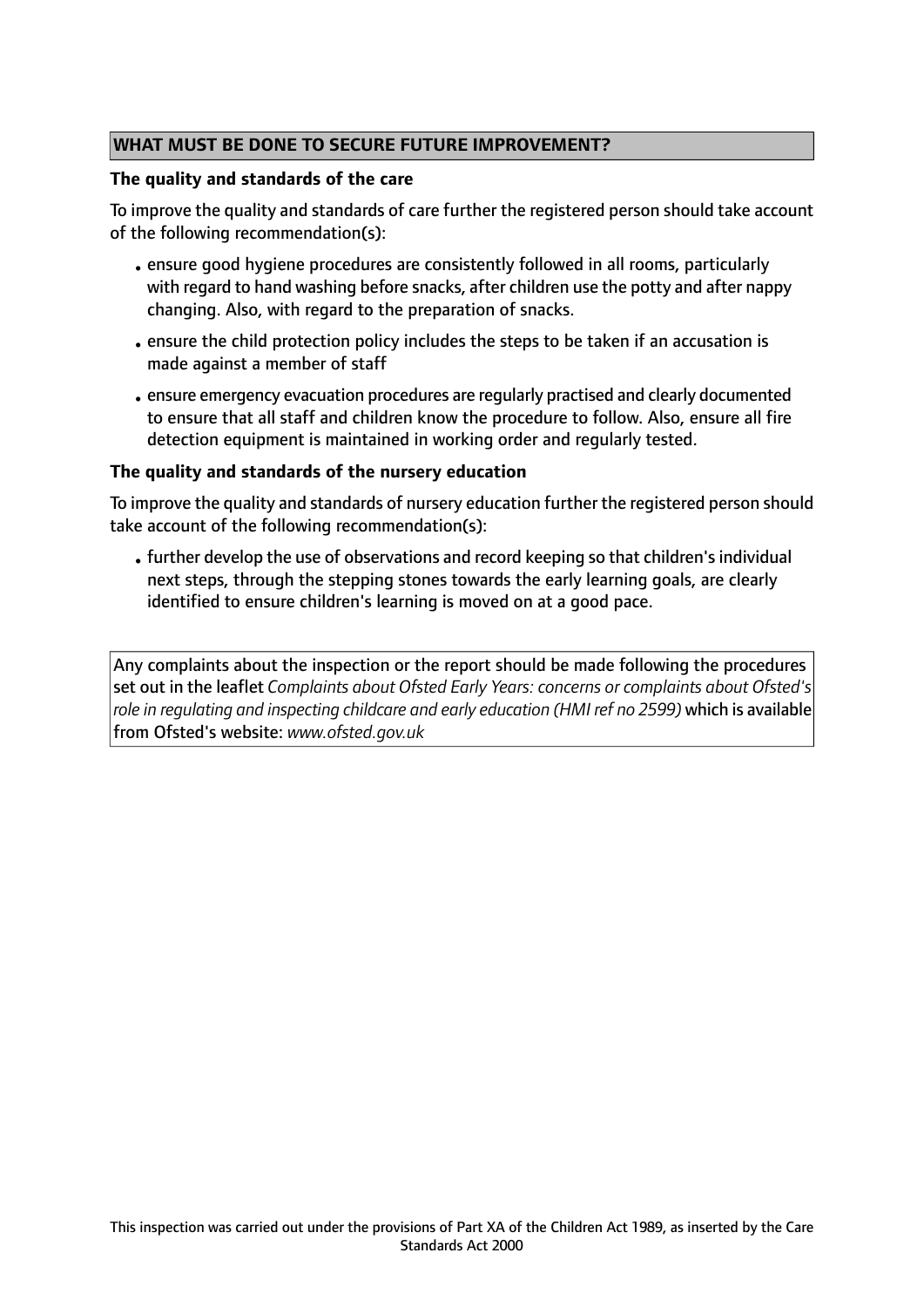## WHAT MUST BE DONE TO SECURE FUTURE IMPROVEMENT?

**The quality and standards of the care**

To improve the quality and standards of care further the registered person should take account of the following recommendation(s):

- ensure good hygiene procedures are consistently followed in all rooms, particularly with regard to hand washing before snacks, after children use the potty and after nappy changing. Also, with regard to the preparation of snacks.
- ensure the child protection policy includes the steps to be taken if an accusation is made against a member of staff
- ensure emergency evacuation procedures are regularly practised and clearly documented to ensure that all staff and children know the procedure to follow. Also, ensure all fire detection equipment is maintained in working order and regularly tested.

**The quality and standards of the nursery education**

To improve the quality and standards of nursery education further the registered person should take account of the following recommendation(s):

- further develop the use of observations and record keeping so that children's individual next steps, through the stepping stones towards the early learning goals, are clearly identified to ensure children's learning is moved on at a good pace.

Any complaints about the inspection or the report should be made following the procedures set out in the leaflet *Complaints about Ofsted Early Years: concerns or complaints about Ofsted's role in regulating and inspecting childcare and early education (HMI ref no 2599)* which is available from Ofsted's website: *www.ofsted.gov.uk*

This inspection was carried out under the provisions of Part XA of the Children Act 1989, as inserted by the Care Standards Act 2000